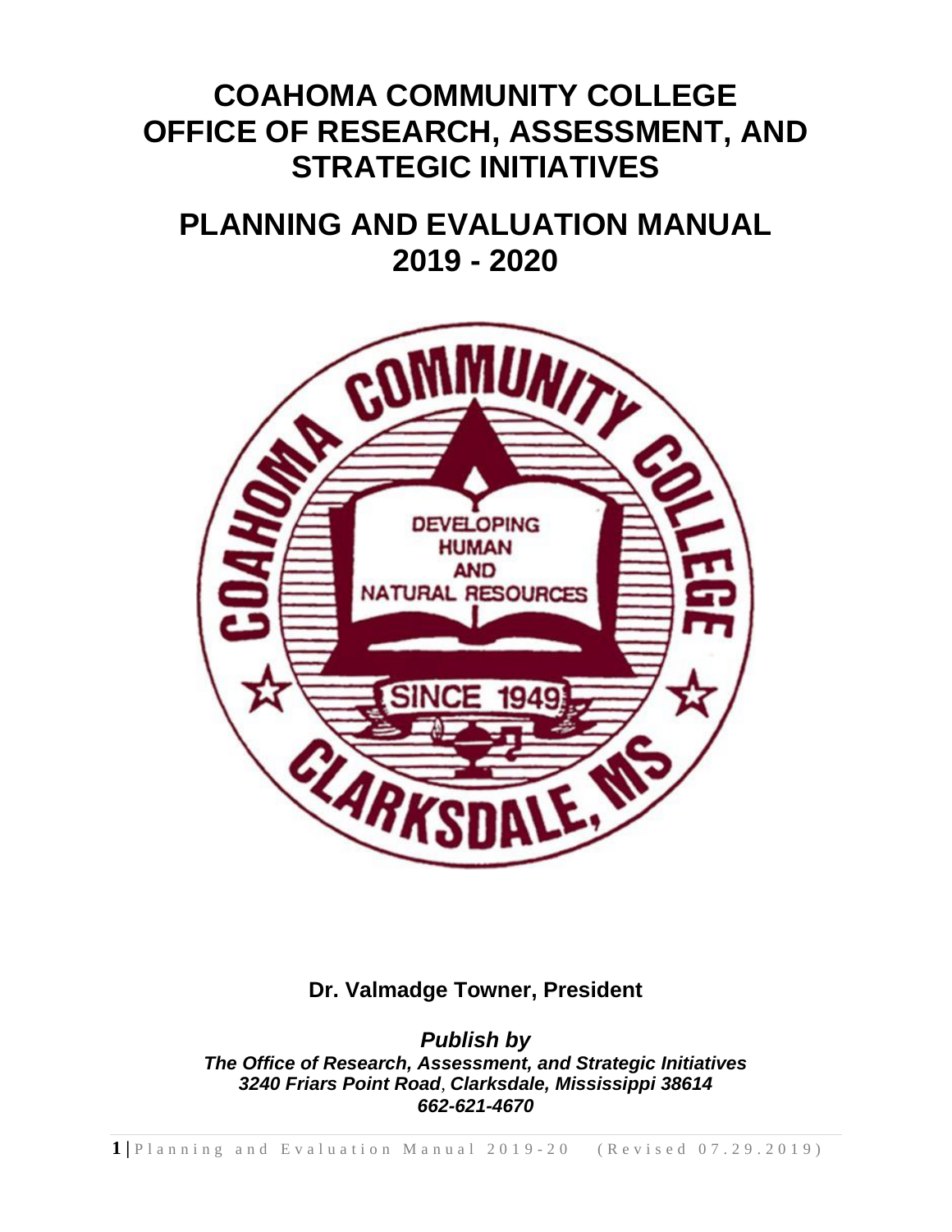# COAHOMA COMMUNITY COLLEGE
# OFFICE OF RESEARCH, ASSESSMENT, AND STRATEGIC INITIATIVES

# PLANNING AND EVALUATION MANUAL
# 2019 - 2020

**Dr. Valmadge Towner, President**

***Publish by***
***The Office of Research, Assessment, and Strategic Initiatives***
***3240 Friars Point Road, Clarksdale, Mississippi 38614***
***662-621-4670***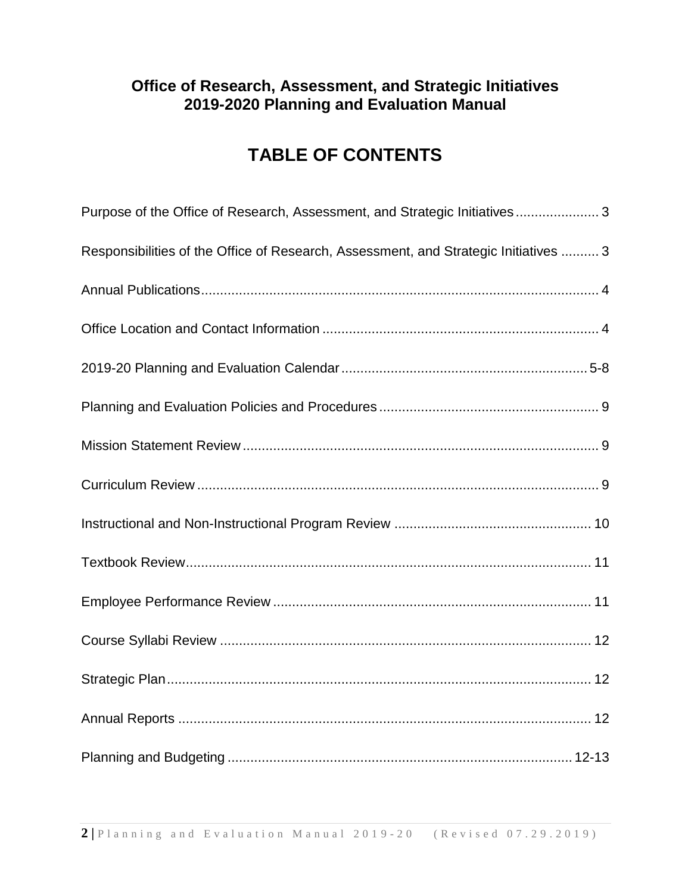**Office of Research, Assessment, and Strategic Initiatives**
**2019-2020 Planning and Evaluation Manual**

# TABLE OF CONTENTS

Purpose of the Office of Research, Assessment, and Strategic Initiatives ...................... 3

Responsibilities of the Office of Research, Assessment, and Strategic Initiatives .......... 3

Annual Publications ........................................................................................................ 4

Office Location and Contact Information ........................................................................ 4

2019-20 Planning and Evaluation Calendar ................................................................. 5-8

Planning and Evaluation Policies and Procedures .......................................................... 9

Mission Statement Review .............................................................................................. 9

Curriculum Review .......................................................................................................... 9

Instructional and Non-Instructional Program Review .................................................... 10

Textbook Review ........................................................................................................... 11

Employee Performance Review .................................................................................... 11

Course Syllabi Review .................................................................................................. 12

Strategic Plan ................................................................................................................ 12

Annual Reports ............................................................................................................. 12

Planning and Budgeting ........................................................................................... 12-13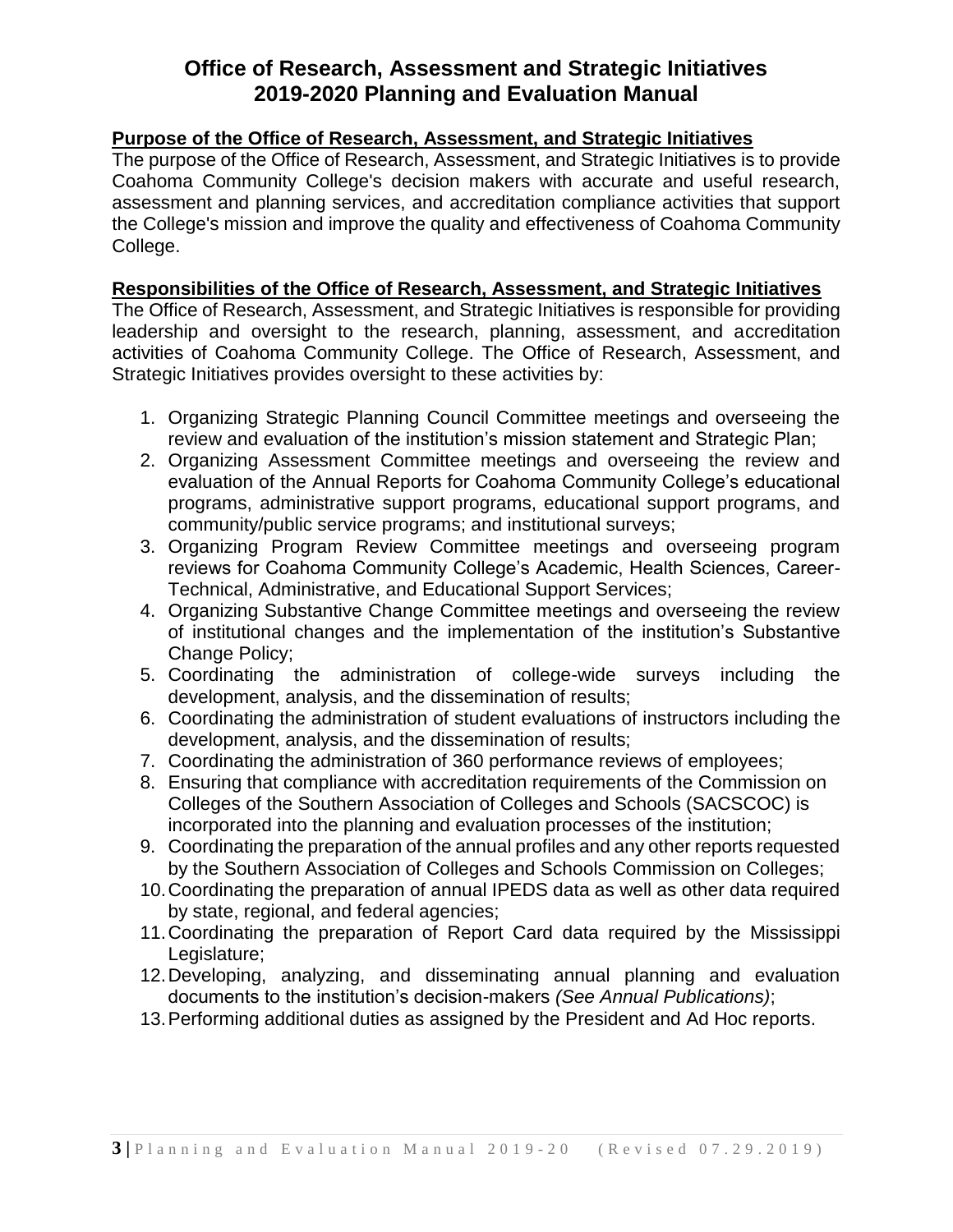# Office of Research, Assessment and Strategic Initiatives
# 2019-2020 Planning and Evaluation Manual

## Purpose of the Office of Research, Assessment, and Strategic Initiatives

The purpose of the Office of Research, Assessment, and Strategic Initiatives is to provide Coahoma Community College's decision makers with accurate and useful research, assessment and planning services, and accreditation compliance activities that support the College's mission and improve the quality and effectiveness of Coahoma Community College.

## Responsibilities of the Office of Research, Assessment, and Strategic Initiatives

The Office of Research, Assessment, and Strategic Initiatives is responsible for providing leadership and oversight to the research, planning, assessment, and accreditation activities of Coahoma Community College. The Office of Research, Assessment, and Strategic Initiatives provides oversight to these activities by:

1. Organizing Strategic Planning Council Committee meetings and overseeing the review and evaluation of the institution's mission statement and Strategic Plan;
2. Organizing Assessment Committee meetings and overseeing the review and evaluation of the Annual Reports for Coahoma Community College's educational programs, administrative support programs, educational support programs, and community/public service programs; and institutional surveys;
3. Organizing Program Review Committee meetings and overseeing program reviews for Coahoma Community College's Academic, Health Sciences, Career-Technical, Administrative, and Educational Support Services;
4. Organizing Substantive Change Committee meetings and overseeing the review of institutional changes and the implementation of the institution's Substantive Change Policy;
5. Coordinating the administration of college-wide surveys including the development, analysis, and the dissemination of results;
6. Coordinating the administration of student evaluations of instructors including the development, analysis, and the dissemination of results;
7. Coordinating the administration of 360 performance reviews of employees;
8. Ensuring that compliance with accreditation requirements of the Commission on Colleges of the Southern Association of Colleges and Schools (SACSCOC) is incorporated into the planning and evaluation processes of the institution;
9. Coordinating the preparation of the annual profiles and any other reports requested by the Southern Association of Colleges and Schools Commission on Colleges;
10. Coordinating the preparation of annual IPEDS data as well as other data required by state, regional, and federal agencies;
11. Coordinating the preparation of Report Card data required by the Mississippi Legislature;
12. Developing, analyzing, and disseminating annual planning and evaluation documents to the institution's decision-makers *(See Annual Publications)*;
13. Performing additional duties as assigned by the President and Ad Hoc reports.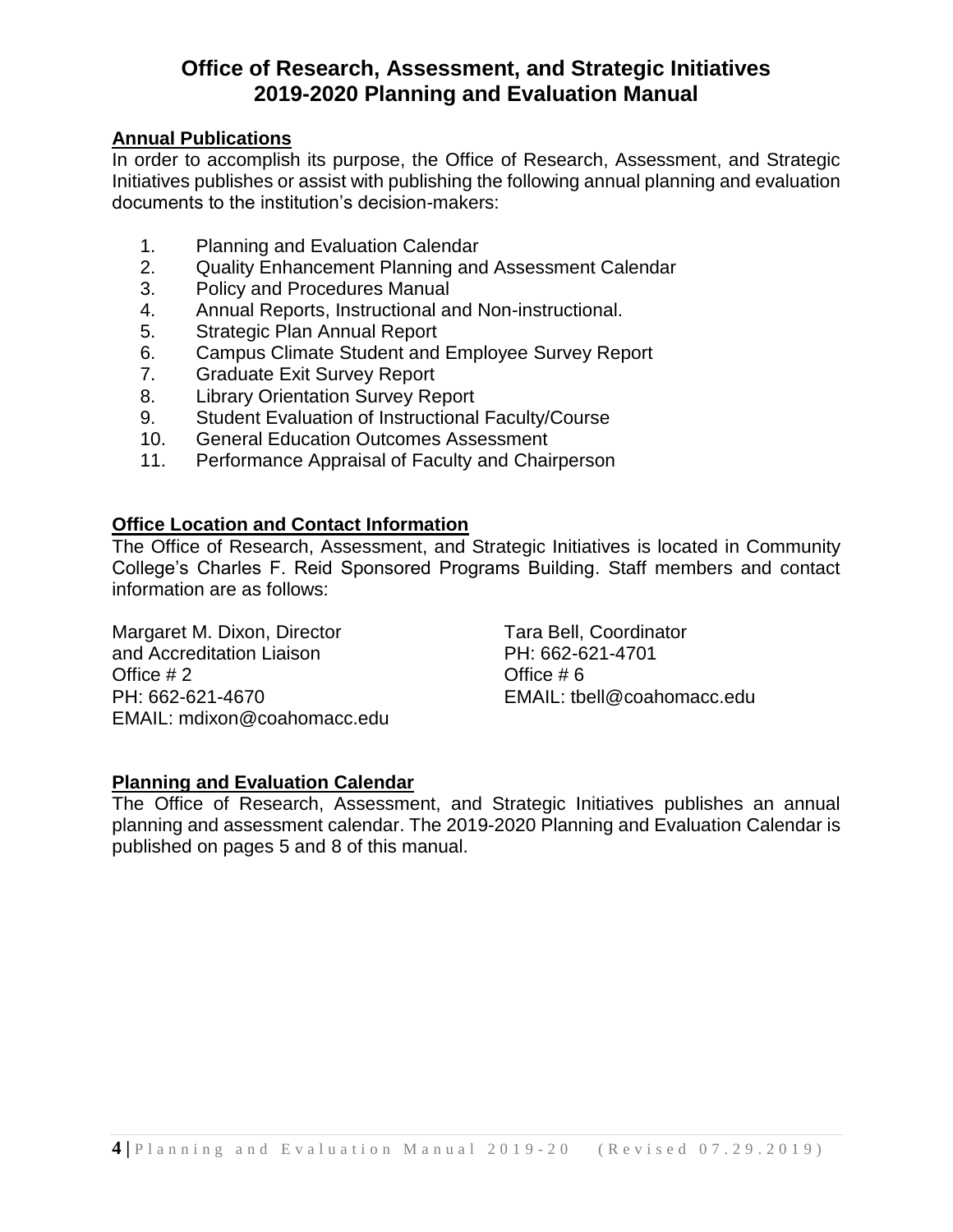# Office of Research, Assessment, and Strategic Initiatives
# 2019-2020 Planning and Evaluation Manual

## Annual Publications

In order to accomplish its purpose, the Office of Research, Assessment, and Strategic Initiatives publishes or assist with publishing the following annual planning and evaluation documents to the institution's decision-makers:

1. Planning and Evaluation Calendar
2. Quality Enhancement Planning and Assessment Calendar
3. Policy and Procedures Manual
4. Annual Reports, Instructional and Non-instructional.
5. Strategic Plan Annual Report
6. Campus Climate Student and Employee Survey Report
7. Graduate Exit Survey Report
8. Library Orientation Survey Report
9. Student Evaluation of Instructional Faculty/Course
10. General Education Outcomes Assessment
11. Performance Appraisal of Faculty and Chairperson

## Office Location and Contact Information

The Office of Research, Assessment, and Strategic Initiatives is located in Community College's Charles F. Reid Sponsored Programs Building. Staff members and contact information are as follows:

Margaret M. Dixon, Director
and Accreditation Liaison
Office # 2
PH: 662-621-4670
EMAIL: mdixon@coahomacc.edu

Tara Bell, Coordinator
PH: 662-621-4701
Office # 6
EMAIL: tbell@coahomacc.edu

## Planning and Evaluation Calendar

The Office of Research, Assessment, and Strategic Initiatives publishes an annual planning and assessment calendar. The 2019-2020 Planning and Evaluation Calendar is published on pages 5 and 8 of this manual.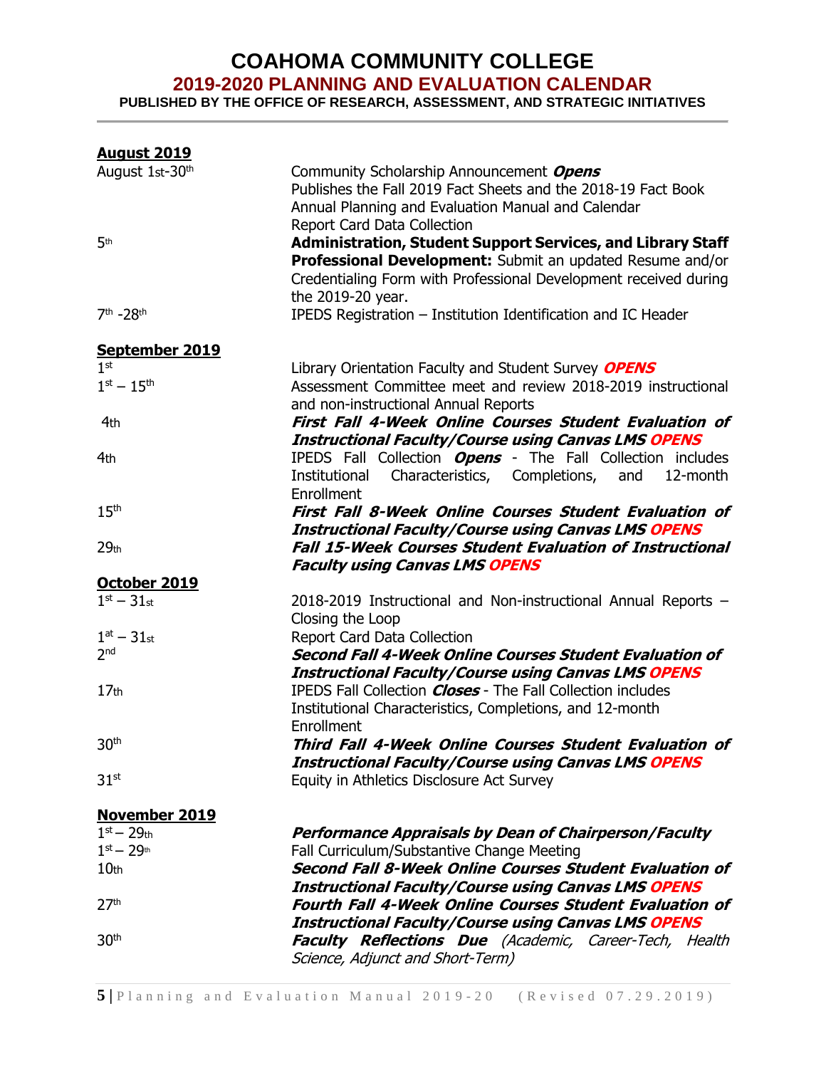# COAHOMA COMMUNITY COLLEGE

## 2019-2020 PLANNING AND EVALUATION CALENDAR

**PUBLISHED BY THE OFFICE OF RESEARCH, ASSESSMENT, AND STRATEGIC INITIATIVES**

---

### August 2019

| | |
|---|---|
| August 1st-30th | Community Scholarship Announcement ***Opens***<br>Publishes the Fall 2019 Fact Sheets and the 2018-19 Fact Book<br>Annual Planning and Evaluation Manual and Calendar<br>Report Card Data Collection |
| 5th | **Administration, Student Support Services, and Library Staff Professional Development:** Submit an updated Resume and/or Credentialing Form with Professional Development received during the 2019-20 year. |
| 7th -28th | IPEDS Registration – Institution Identification and IC Header |

### September 2019

| | |
|---|---|
| 1st | Library Orientation Faculty and Student Survey ***OPENS*** |
| 1st – 15th | Assessment Committee meet and review 2018-2019 instructional and non-instructional Annual Reports |
| 4th | ***First Fall 4-Week Online Courses Student Evaluation of Instructional Faculty/Course using Canvas LMS OPENS*** |
| 4th | IPEDS Fall Collection ***Opens*** - The Fall Collection includes Institutional Characteristics, Completions, and 12-month Enrollment |
| 15th | ***First Fall 8-Week Online Courses Student Evaluation of Instructional Faculty/Course using Canvas LMS OPENS*** |
| 29th | ***Fall 15-Week Courses Student Evaluation of Instructional Faculty using Canvas LMS OPENS*** |

### October 2019

| | |
|---|---|
| 1st – 31st | 2018-2019 Instructional and Non-instructional Annual Reports – Closing the Loop |
| 1at – 31st | Report Card Data Collection |
| 2nd | ***Second Fall 4-Week Online Courses Student Evaluation of Instructional Faculty/Course using Canvas LMS OPENS*** |
| 17th | IPEDS Fall Collection ***Closes*** - The Fall Collection includes Institutional Characteristics, Completions, and 12-month Enrollment |
| 30th | ***Third Fall 4-Week Online Courses Student Evaluation of Instructional Faculty/Course using Canvas LMS OPENS*** |
| 31st | Equity in Athletics Disclosure Act Survey |

### November 2019

| | |
|---|---|
| 1st – 29th | ***Performance Appraisals by Dean of Chairperson/Faculty*** |
| 1st – 29th | Fall Curriculum/Substantive Change Meeting |
| 10th | ***Second Fall 8-Week Online Courses Student Evaluation of Instructional Faculty/Course using Canvas LMS OPENS*** |
| 27th | ***Fourth Fall 4-Week Online Courses Student Evaluation of Instructional Faculty/Course using Canvas LMS OPENS*** |
| 30th | ***Faculty Reflections Due*** *(Academic, Career-Tech, Health Science, Adjunct and Short-Term)* |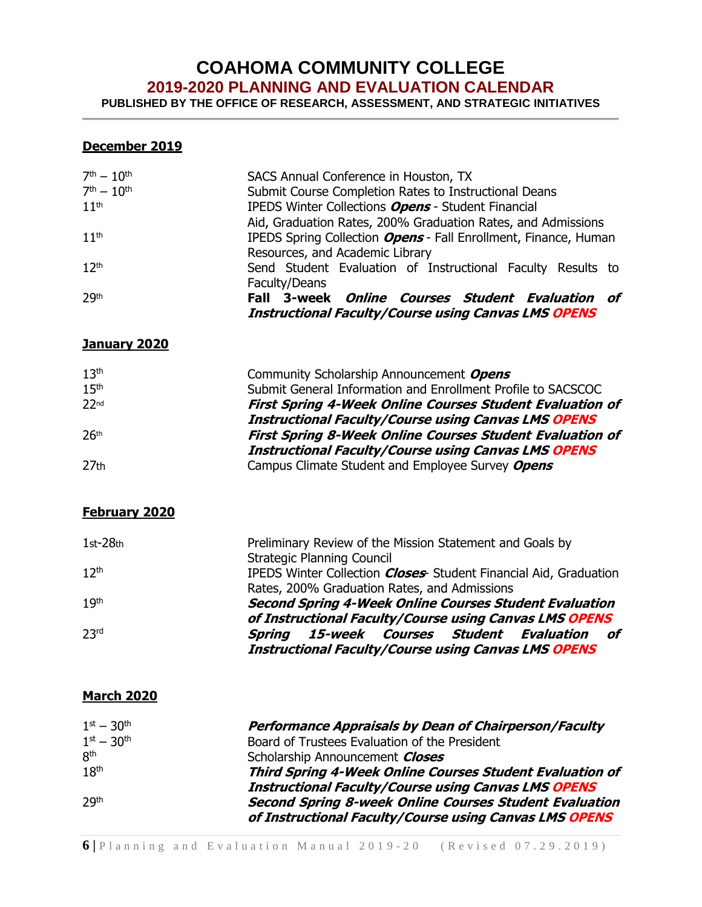# COAHOMA COMMUNITY COLLEGE

## 2019-2020 PLANNING AND EVALUATION CALENDAR

**PUBLISHED BY THE OFFICE OF RESEARCH, ASSESSMENT, AND STRATEGIC INITIATIVES**

### December 2019

| | |
|---|---|
| 7th – 10th | SACS Annual Conference in Houston, TX |
| 7th – 10th | Submit Course Completion Rates to Instructional Deans |
| 11th | IPEDS Winter Collections ***Opens*** - Student Financial Aid, Graduation Rates, 200% Graduation Rates, and Admissions |
| 11th | IPEDS Spring Collection ***Opens*** - Fall Enrollment, Finance, Human Resources, and Academic Library |
| 12th | Send Student Evaluation of Instructional Faculty Results to Faculty/Deans |
| 29th | **Fall 3-week *Online Courses Student Evaluation of Instructional Faculty/Course using Canvas LMS OPENS*** |

### January 2020

| | |
|---|---|
| 13th | Community Scholarship Announcement ***Opens*** |
| 15th | Submit General Information and Enrollment Profile to SACSCOC |
| 22nd | ***First Spring 4-Week Online Courses Student Evaluation of Instructional Faculty/Course using Canvas LMS OPENS*** |
| 26th | ***First Spring 8-Week Online Courses Student Evaluation of Instructional Faculty/Course using Canvas LMS OPENS*** |
| 27th | Campus Climate Student and Employee Survey ***Opens*** |

### February 2020

| | |
|---|---|
| 1st-28th | Preliminary Review of the Mission Statement and Goals by Strategic Planning Council |
| 12th | IPEDS Winter Collection ***Closes***- Student Financial Aid, Graduation Rates, 200% Graduation Rates, and Admissions |
| 19th | ***Second Spring 4-Week Online Courses Student Evaluation of Instructional Faculty/Course using Canvas LMS OPENS*** |
| 23rd | ***Spring 15-week Courses Student Evaluation of Instructional Faculty/Course using Canvas LMS OPENS*** |

### March 2020

| | |
|---|---|
| 1st – 30th | ***Performance Appraisals by Dean of Chairperson/Faculty*** |
| 1st – 30th | Board of Trustees Evaluation of the President |
| 8th | Scholarship Announcement ***Closes*** |
| 18th | ***Third Spring 4-Week Online Courses Student Evaluation of Instructional Faculty/Course using Canvas LMS OPENS*** |
| 29th | ***Second Spring 8-week Online Courses Student Evaluation of Instructional Faculty/Course using Canvas LMS OPENS*** |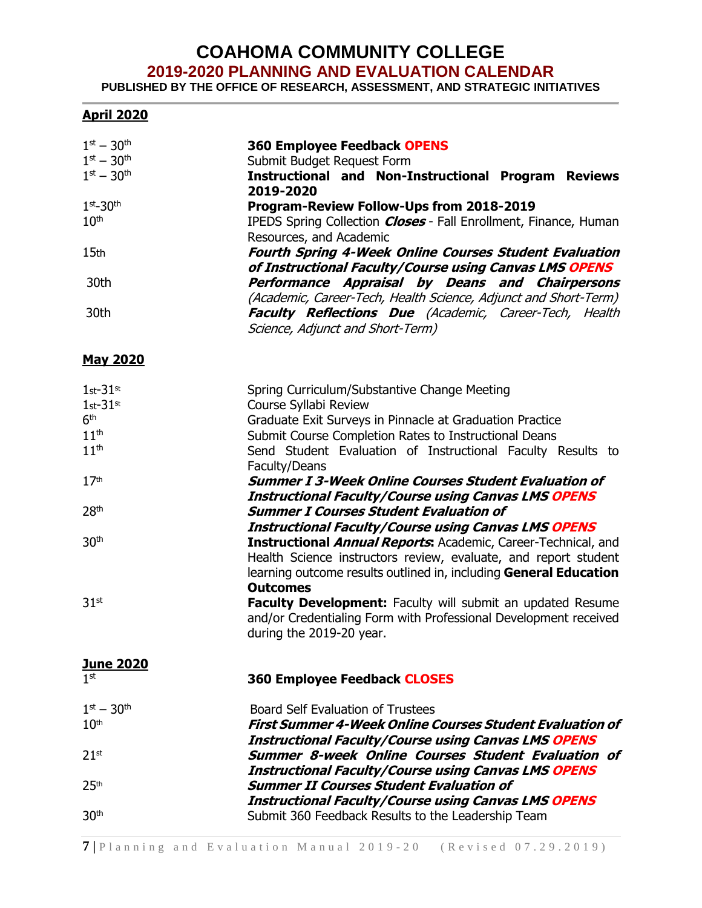# COAHOMA COMMUNITY COLLEGE

## 2019-2020 PLANNING AND EVALUATION CALENDAR

**PUBLISHED BY THE OFFICE OF RESEARCH, ASSESSMENT, AND STRATEGIC INITIATIVES**

### April 2020

| | |
|---|---|
| 1st – 30th | **360 Employee Feedback OPENS** |
| 1st – 30th | Submit Budget Request Form |
| 1st – 30th | **Instructional and Non-Instructional Program Reviews 2019-2020** |
| 1st-30th | **Program-Review Follow-Ups from 2018-2019** |
| 10th | IPEDS Spring Collection ***Closes*** - Fall Enrollment, Finance, Human Resources, and Academic |
| 15th | ***Fourth Spring 4-Week Online Courses Student Evaluation of Instructional Faculty/Course using Canvas LMS OPENS*** |
| 30th | ***Performance Appraisal by Deans and Chairpersons*** *(Academic, Career-Tech, Health Science, Adjunct and Short-Term)* |
| 30th | ***Faculty Reflections Due*** *(Academic, Career-Tech, Health Science, Adjunct and Short-Term)* |

### May 2020

| | |
|---|---|
| 1st-31st | Spring Curriculum/Substantive Change Meeting |
| 1st-31st | Course Syllabi Review |
| 6th | Graduate Exit Surveys in Pinnacle at Graduation Practice |
| 11th | Submit Course Completion Rates to Instructional Deans |
| 11th | Send Student Evaluation of Instructional Faculty Results to Faculty/Deans |
| 17th | ***Summer I 3-Week Online Courses Student Evaluation of Instructional Faculty/Course using Canvas LMS OPENS*** |
| 28th | ***Summer I Courses Student Evaluation of Instructional Faculty/Course using Canvas LMS OPENS*** |
| 30th | **Instructional *Annual Reports*:** Academic, Career-Technical, and Health Science instructors review, evaluate, and report student learning outcome results outlined in, including **General Education Outcomes** |
| 31st | **Faculty Development:** Faculty will submit an updated Resume and/or Credentialing Form with Professional Development received during the 2019-20 year. |

### June 2020

| | |
|---|---|
| 1st | **360 Employee Feedback CLOSES** |
| 1st – 30th | Board Self Evaluation of Trustees |
| 10th | ***First Summer 4-Week Online Courses Student Evaluation of Instructional Faculty/Course using Canvas LMS OPENS*** |
| 21st | ***Summer 8-week Online Courses Student Evaluation of Instructional Faculty/Course using Canvas LMS OPENS*** |
| 25th | ***Summer II Courses Student Evaluation of Instructional Faculty/Course using Canvas LMS OPENS*** |
| 30th | Submit 360 Feedback Results to the Leadership Team |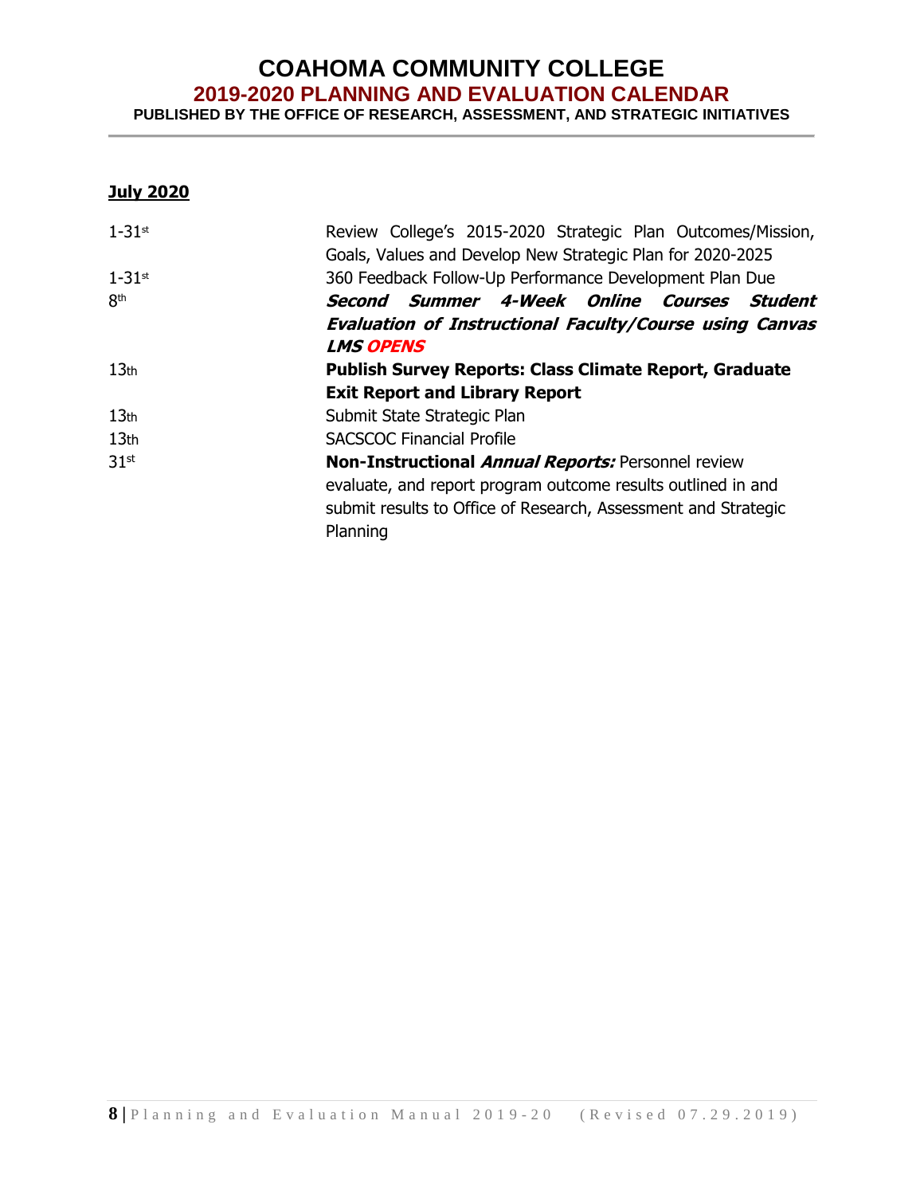# COAHOMA COMMUNITY COLLEGE

## 2019-2020 PLANNING AND EVALUATION CALENDAR

**PUBLISHED BY THE OFFICE OF RESEARCH, ASSESSMENT, AND STRATEGIC INITIATIVES**

---

**July 2020**

| | |
|---|---|
| 1-31st | Review College's 2015-2020 Strategic Plan Outcomes/Mission, Goals, Values and Develop New Strategic Plan for 2020-2025 |
| 1-31st | 360 Feedback Follow-Up Performance Development Plan Due |
| 8th | ***Second Summer 4-Week Online Courses Student Evaluation of Instructional Faculty/Course using Canvas LMS OPENS*** |
| 13th | **Publish Survey Reports: Class Climate Report, Graduate Exit Report and Library Report** |
| 13th | Submit State Strategic Plan |
| 13th | SACSCOC Financial Profile |
| 31st | **Non-Instructional *Annual Reports:*** Personnel review evaluate, and report program outcome results outlined in and submit results to Office of Research, Assessment and Strategic Planning |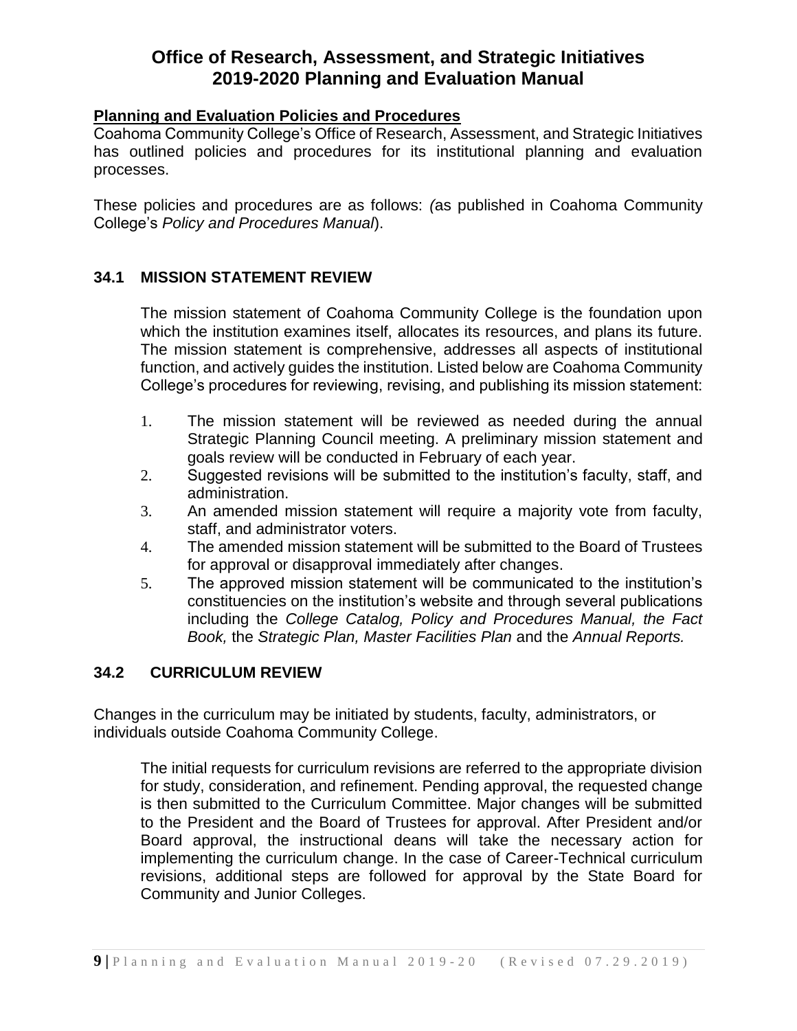# Office of Research, Assessment, and Strategic Initiatives
# 2019-2020 Planning and Evaluation Manual

**Planning and Evaluation Policies and Procedures**

Coahoma Community College's Office of Research, Assessment, and Strategic Initiatives has outlined policies and procedures for its institutional planning and evaluation processes.

These policies and procedures are as follows: *(*as published in Coahoma Community College's *Policy and Procedures Manual*).

## 34.1 MISSION STATEMENT REVIEW

The mission statement of Coahoma Community College is the foundation upon which the institution examines itself, allocates its resources, and plans its future. The mission statement is comprehensive, addresses all aspects of institutional function, and actively guides the institution. Listed below are Coahoma Community College's procedures for reviewing, revising, and publishing its mission statement:

1. The mission statement will be reviewed as needed during the annual Strategic Planning Council meeting. A preliminary mission statement and goals review will be conducted in February of each year.
2. Suggested revisions will be submitted to the institution's faculty, staff, and administration.
3. An amended mission statement will require a majority vote from faculty, staff, and administrator voters.
4. The amended mission statement will be submitted to the Board of Trustees for approval or disapproval immediately after changes.
5. The approved mission statement will be communicated to the institution's constituencies on the institution's website and through several publications including the *College Catalog, Policy and Procedures Manual, the Fact Book,* the *Strategic Plan, Master Facilities Plan* and the *Annual Reports.*

## 34.2 CURRICULUM REVIEW

Changes in the curriculum may be initiated by students, faculty, administrators, or individuals outside Coahoma Community College.

The initial requests for curriculum revisions are referred to the appropriate division for study, consideration, and refinement. Pending approval, the requested change is then submitted to the Curriculum Committee. Major changes will be submitted to the President and the Board of Trustees for approval. After President and/or Board approval, the instructional deans will take the necessary action for implementing the curriculum change. In the case of Career-Technical curriculum revisions, additional steps are followed for approval by the State Board for Community and Junior Colleges.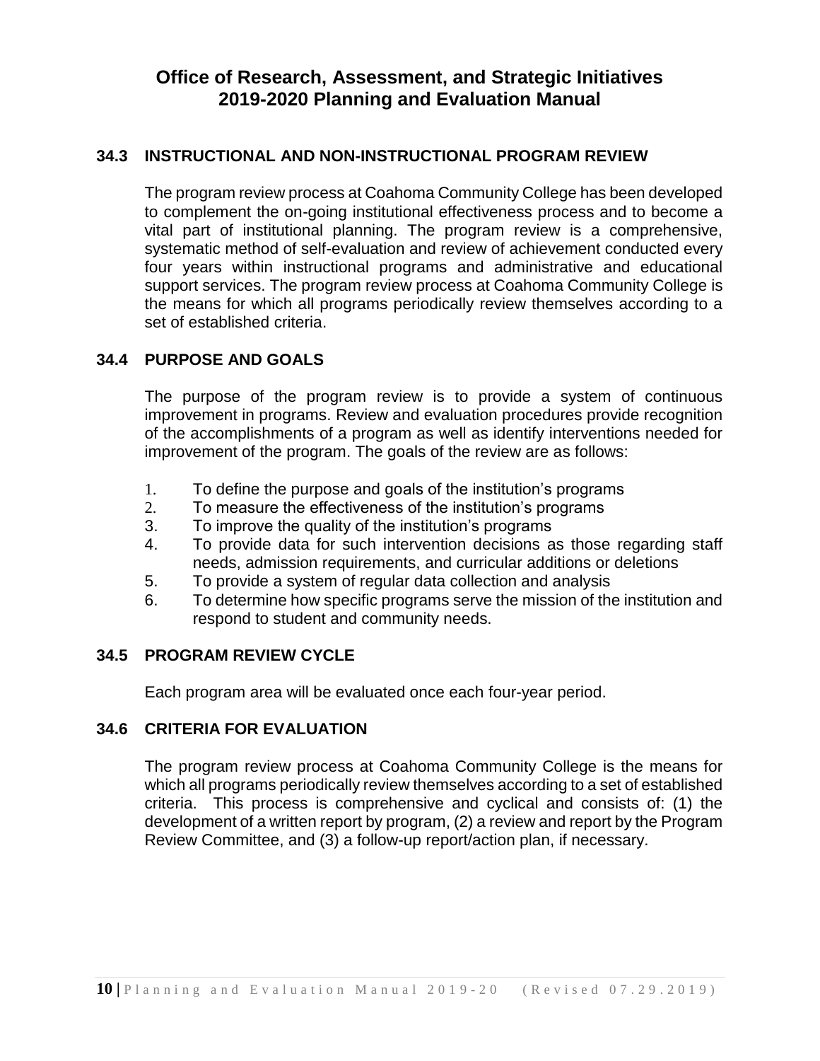# Office of Research, Assessment, and Strategic Initiatives
# 2019-2020 Planning and Evaluation Manual

## 34.3 INSTRUCTIONAL AND NON-INSTRUCTIONAL PROGRAM REVIEW

The program review process at Coahoma Community College has been developed to complement the on-going institutional effectiveness process and to become a vital part of institutional planning. The program review is a comprehensive, systematic method of self-evaluation and review of achievement conducted every four years within instructional programs and administrative and educational support services. The program review process at Coahoma Community College is the means for which all programs periodically review themselves according to a set of established criteria.

## 34.4 PURPOSE AND GOALS

The purpose of the program review is to provide a system of continuous improvement in programs. Review and evaluation procedures provide recognition of the accomplishments of a program as well as identify interventions needed for improvement of the program. The goals of the review are as follows:

1. To define the purpose and goals of the institution's programs
2. To measure the effectiveness of the institution's programs
3. To improve the quality of the institution's programs
4. To provide data for such intervention decisions as those regarding staff needs, admission requirements, and curricular additions or deletions
5. To provide a system of regular data collection and analysis
6. To determine how specific programs serve the mission of the institution and respond to student and community needs.

## 34.5 PROGRAM REVIEW CYCLE

Each program area will be evaluated once each four-year period.

## 34.6 CRITERIA FOR EVALUATION

The program review process at Coahoma Community College is the means for which all programs periodically review themselves according to a set of established criteria. This process is comprehensive and cyclical and consists of: (1) the development of a written report by program, (2) a review and report by the Program Review Committee, and (3) a follow-up report/action plan, if necessary.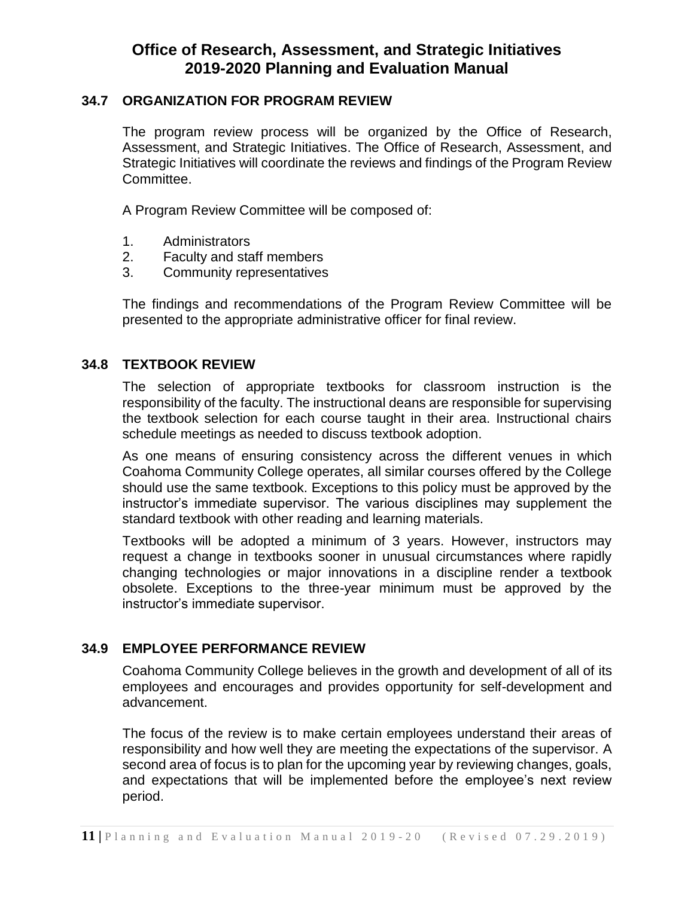## 34.7 ORGANIZATION FOR PROGRAM REVIEW

The program review process will be organized by the Office of Research, Assessment, and Strategic Initiatives. The Office of Research, Assessment, and Strategic Initiatives will coordinate the reviews and findings of the Program Review Committee.

A Program Review Committee will be composed of:

1. Administrators
2. Faculty and staff members
3. Community representatives

The findings and recommendations of the Program Review Committee will be presented to the appropriate administrative officer for final review.

## 34.8 TEXTBOOK REVIEW

The selection of appropriate textbooks for classroom instruction is the responsibility of the faculty. The instructional deans are responsible for supervising the textbook selection for each course taught in their area. Instructional chairs schedule meetings as needed to discuss textbook adoption.

As one means of ensuring consistency across the different venues in which Coahoma Community College operates, all similar courses offered by the College should use the same textbook. Exceptions to this policy must be approved by the instructor's immediate supervisor. The various disciplines may supplement the standard textbook with other reading and learning materials.

Textbooks will be adopted a minimum of 3 years. However, instructors may request a change in textbooks sooner in unusual circumstances where rapidly changing technologies or major innovations in a discipline render a textbook obsolete. Exceptions to the three-year minimum must be approved by the instructor's immediate supervisor.

## 34.9 EMPLOYEE PERFORMANCE REVIEW

Coahoma Community College believes in the growth and development of all of its employees and encourages and provides opportunity for self-development and advancement.

The focus of the review is to make certain employees understand their areas of responsibility and how well they are meeting the expectations of the supervisor. A second area of focus is to plan for the upcoming year by reviewing changes, goals, and expectations that will be implemented before the employee's next review period.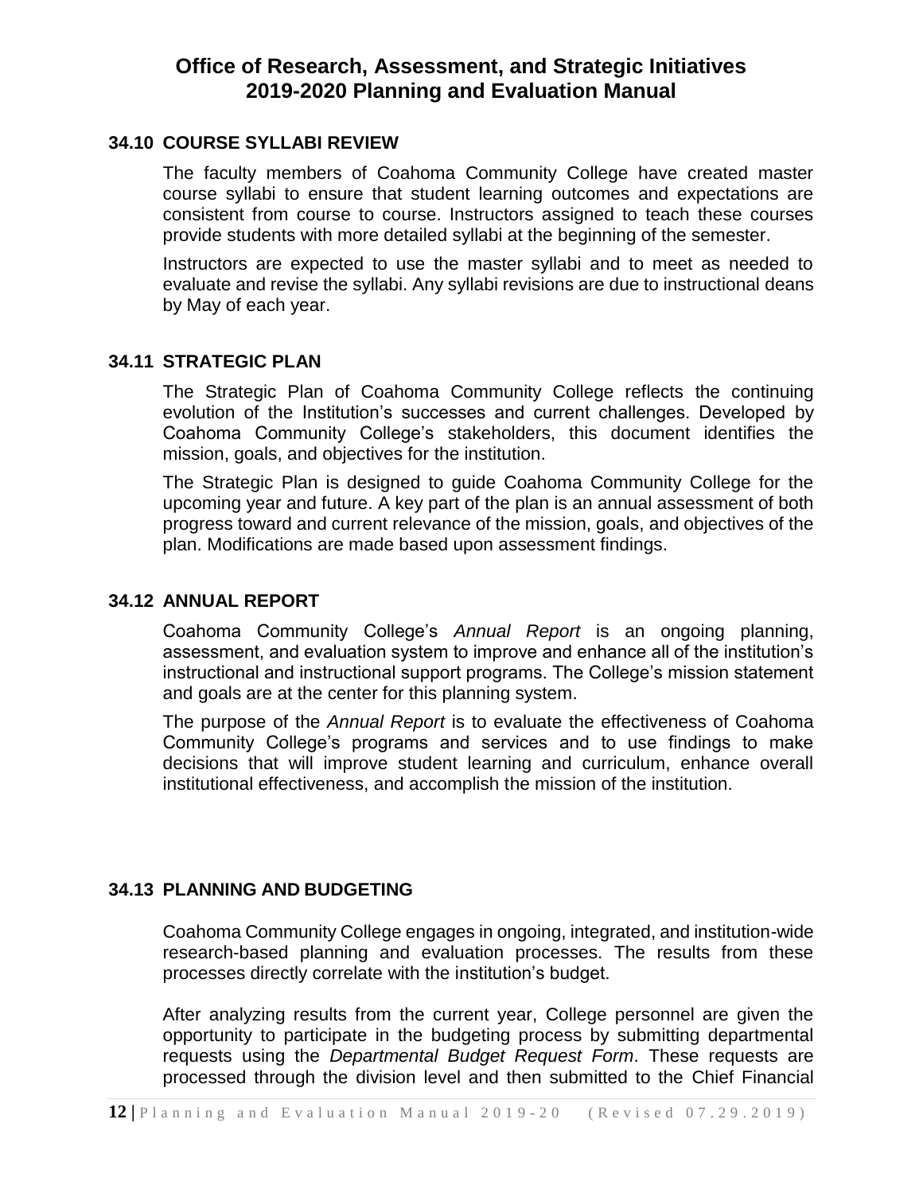### 34.10 COURSE SYLLABI REVIEW

The faculty members of Coahoma Community College have created master course syllabi to ensure that student learning outcomes and expectations are consistent from course to course. Instructors assigned to teach these courses provide students with more detailed syllabi at the beginning of the semester.

Instructors are expected to use the master syllabi and to meet as needed to evaluate and revise the syllabi. Any syllabi revisions are due to instructional deans by May of each year.

### 34.11 STRATEGIC PLAN

The Strategic Plan of Coahoma Community College reflects the continuing evolution of the Institution's successes and current challenges. Developed by Coahoma Community College's stakeholders, this document identifies the mission, goals, and objectives for the institution.

The Strategic Plan is designed to guide Coahoma Community College for the upcoming year and future. A key part of the plan is an annual assessment of both progress toward and current relevance of the mission, goals, and objectives of the plan. Modifications are made based upon assessment findings.

### 34.12 ANNUAL REPORT

Coahoma Community College's *Annual Report* is an ongoing planning, assessment, and evaluation system to improve and enhance all of the institution's instructional and instructional support programs. The College's mission statement and goals are at the center for this planning system.

The purpose of the *Annual Report* is to evaluate the effectiveness of Coahoma Community College's programs and services and to use findings to make decisions that will improve student learning and curriculum, enhance overall institutional effectiveness, and accomplish the mission of the institution.

### 34.13 PLANNING AND BUDGETING

Coahoma Community College engages in ongoing, integrated, and institution-wide research-based planning and evaluation processes. The results from these processes directly correlate with the institution's budget.

After analyzing results from the current year, College personnel are given the opportunity to participate in the budgeting process by submitting departmental requests using the *Departmental Budget Request Form*. These requests are processed through the division level and then submitted to the Chief Financial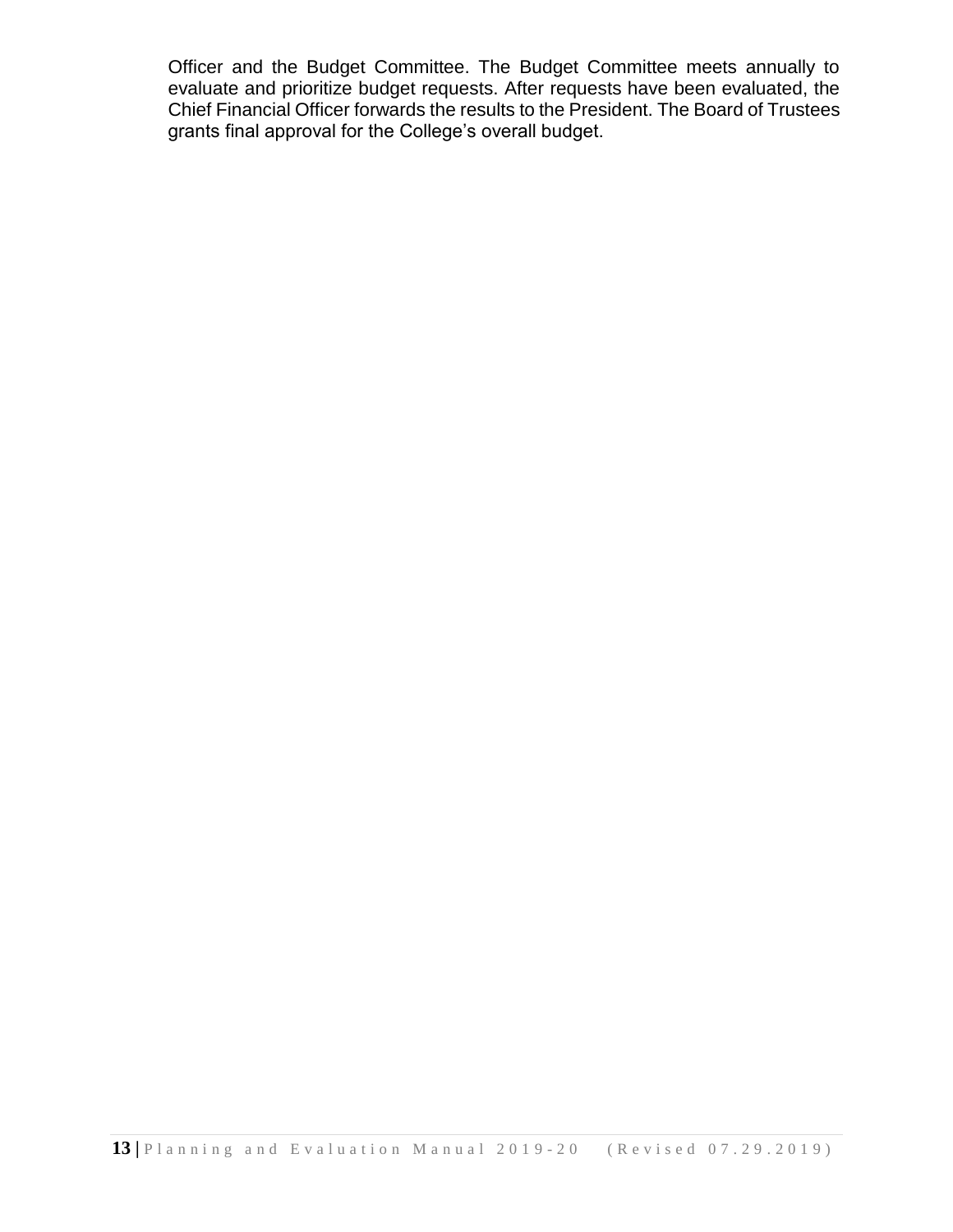Officer and the Budget Committee. The Budget Committee meets annually to evaluate and prioritize budget requests. After requests have been evaluated, the Chief Financial Officer forwards the results to the President. The Board of Trustees grants final approval for the College's overall budget.